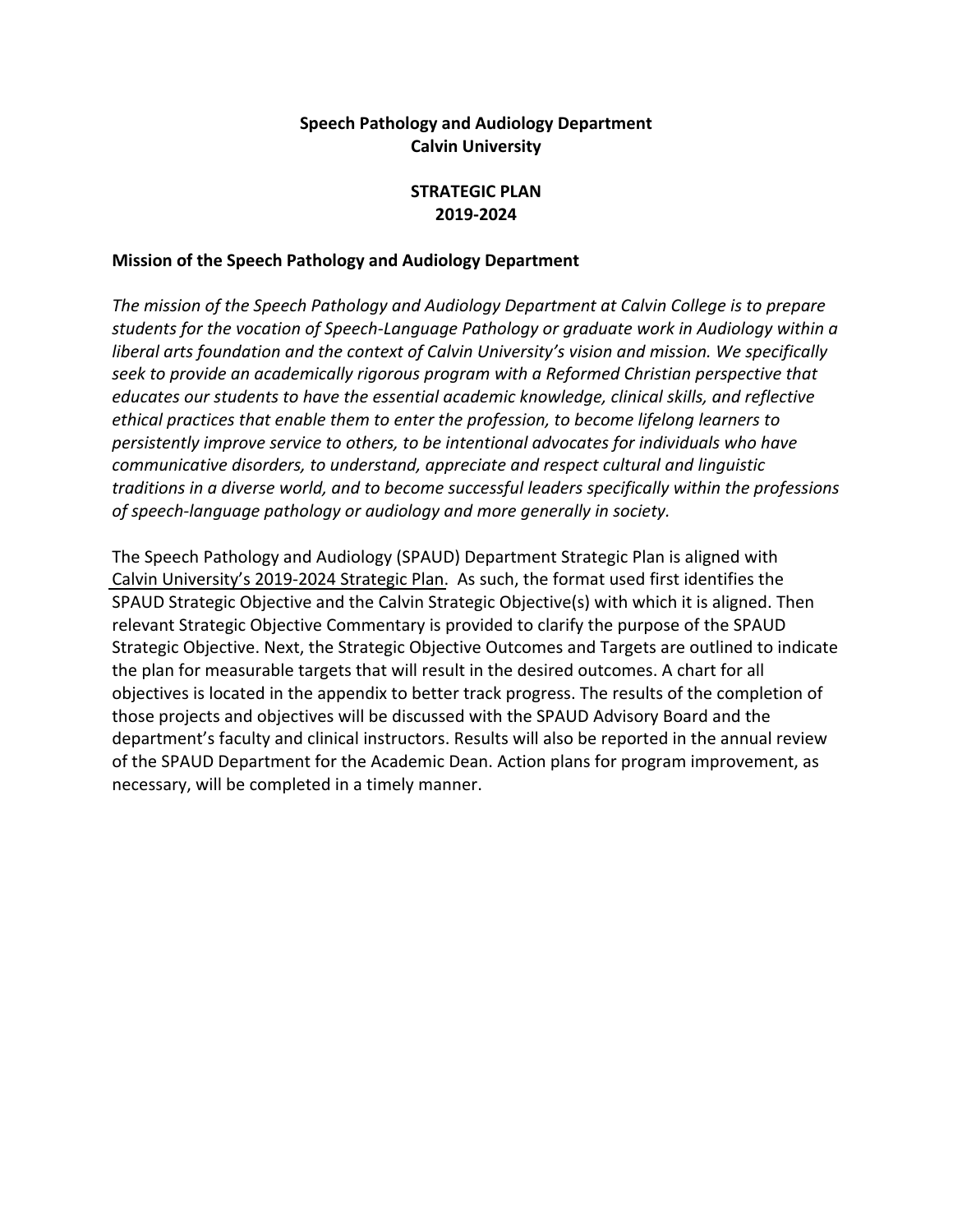**Speech Pathology and Audiology Department**
**Calvin University**

**STRATEGIC PLAN**
**2019-2024**

## Mission of the Speech Pathology and Audiology Department

*The mission of the Speech Pathology and Audiology Department at Calvin College is to prepare students for the vocation of Speech-Language Pathology or graduate work in Audiology within a liberal arts foundation and the context of Calvin University's vision and mission. We specifically seek to provide an academically rigorous program with a Reformed Christian perspective that educates our students to have the essential academic knowledge, clinical skills, and reflective ethical practices that enable them to enter the profession, to become lifelong learners to persistently improve service to others, to be intentional advocates for individuals who have communicative disorders, to understand, appreciate and respect cultural and linguistic traditions in a diverse world, and to become successful leaders specifically within the professions of speech-language pathology or audiology and more generally in society.*

The Speech Pathology and Audiology (SPAUD) Department Strategic Plan is aligned with Calvin University's 2019-2024 Strategic Plan. As such, the format used first identifies the SPAUD Strategic Objective and the Calvin Strategic Objective(s) with which it is aligned. Then relevant Strategic Objective Commentary is provided to clarify the purpose of the SPAUD Strategic Objective. Next, the Strategic Objective Outcomes and Targets are outlined to indicate the plan for measurable targets that will result in the desired outcomes. A chart for all objectives is located in the appendix to better track progress. The results of the completion of those projects and objectives will be discussed with the SPAUD Advisory Board and the department's faculty and clinical instructors. Results will also be reported in the annual review of the SPAUD Department for the Academic Dean. Action plans for program improvement, as necessary, will be completed in a timely manner.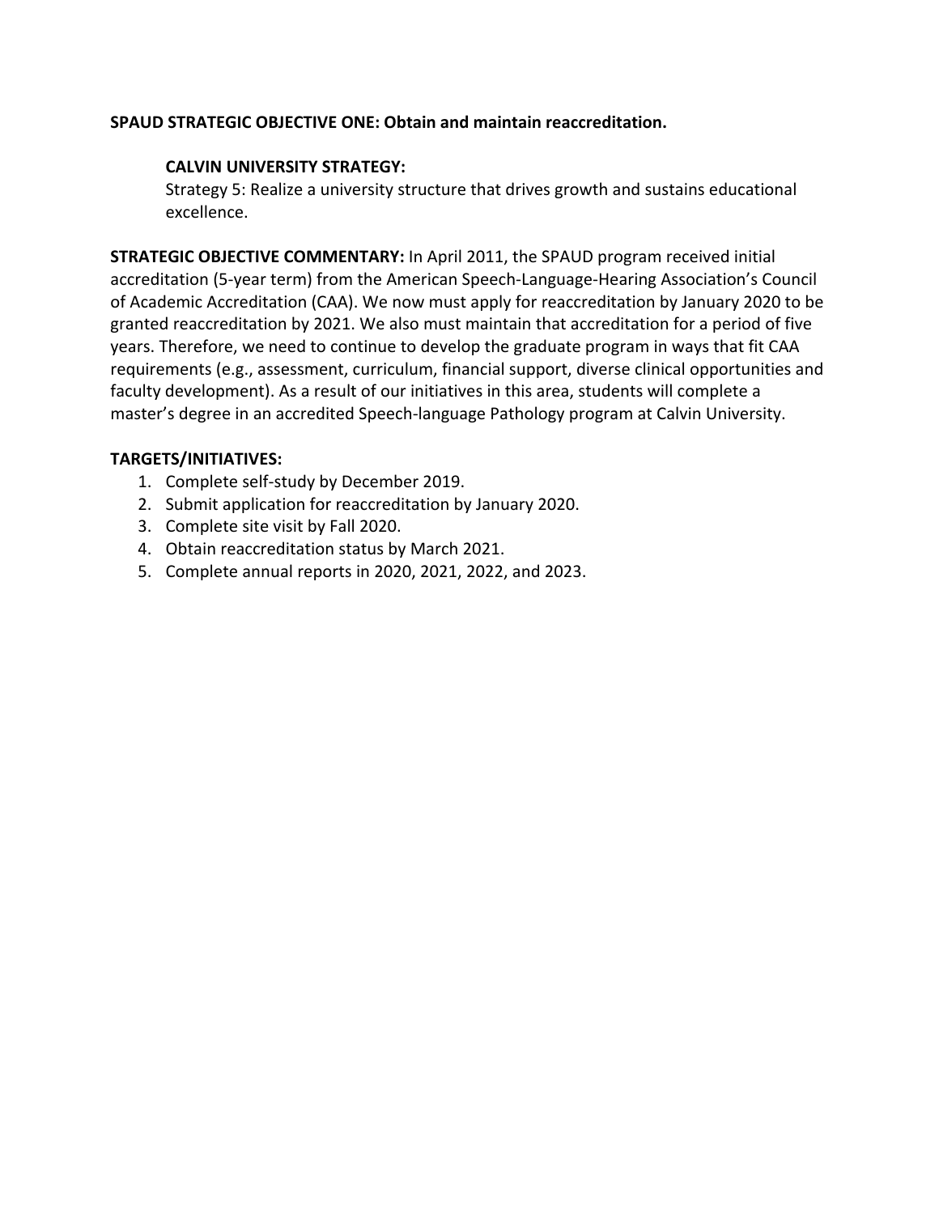**SPAUD STRATEGIC OBJECTIVE ONE: Obtain and maintain reaccreditation.**

**CALVIN UNIVERSITY STRATEGY:**
Strategy 5: Realize a university structure that drives growth and sustains educational excellence.

**STRATEGIC OBJECTIVE COMMENTARY:** In April 2011, the SPAUD program received initial accreditation (5-year term) from the American Speech-Language-Hearing Association's Council of Academic Accreditation (CAA). We now must apply for reaccreditation by January 2020 to be granted reaccreditation by 2021. We also must maintain that accreditation for a period of five years. Therefore, we need to continue to develop the graduate program in ways that fit CAA requirements (e.g., assessment, curriculum, financial support, diverse clinical opportunities and faculty development). As a result of our initiatives in this area, students will complete a master's degree in an accredited Speech-language Pathology program at Calvin University.

**TARGETS/INITIATIVES:**

1. Complete self-study by December 2019.
2. Submit application for reaccreditation by January 2020.
3. Complete site visit by Fall 2020.
4. Obtain reaccreditation status by March 2021.
5. Complete annual reports in 2020, 2021, 2022, and 2023.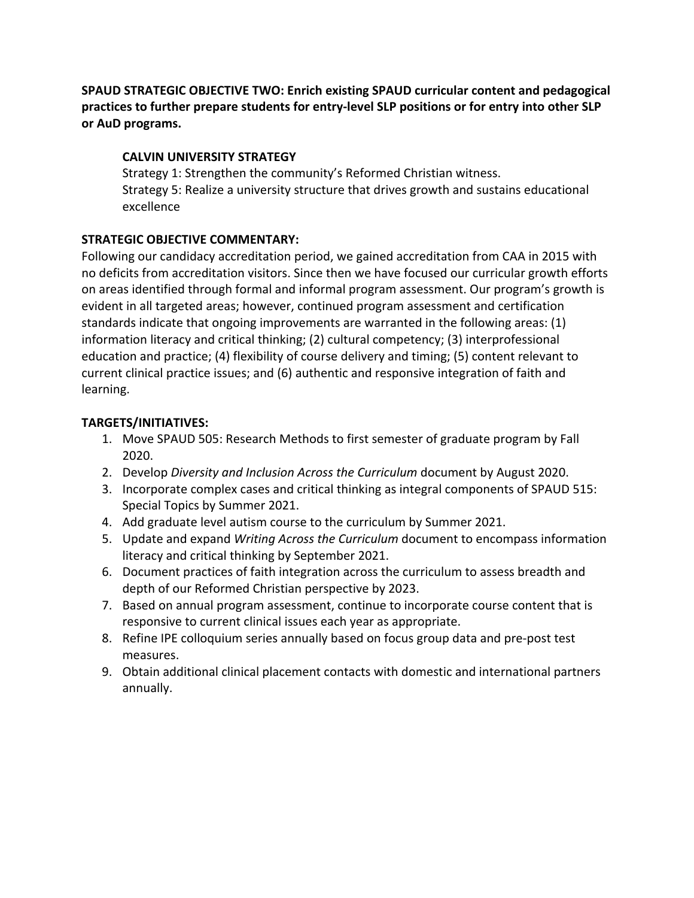**SPAUD STRATEGIC OBJECTIVE TWO: Enrich existing SPAUD curricular content and pedagogical practices to further prepare students for entry-level SLP positions or for entry into other SLP or AuD programs.**

**CALVIN UNIVERSITY STRATEGY**

Strategy 1: Strengthen the community's Reformed Christian witness.
Strategy 5: Realize a university structure that drives growth and sustains educational excellence

**STRATEGIC OBJECTIVE COMMENTARY:**

Following our candidacy accreditation period, we gained accreditation from CAA in 2015 with no deficits from accreditation visitors. Since then we have focused our curricular growth efforts on areas identified through formal and informal program assessment. Our program's growth is evident in all targeted areas; however, continued program assessment and certification standards indicate that ongoing improvements are warranted in the following areas: (1) information literacy and critical thinking; (2) cultural competency; (3) interprofessional education and practice; (4) flexibility of course delivery and timing; (5) content relevant to current clinical practice issues; and (6) authentic and responsive integration of faith and learning.

**TARGETS/INITIATIVES:**

1. Move SPAUD 505: Research Methods to first semester of graduate program by Fall 2020.
2. Develop *Diversity and Inclusion Across the Curriculum* document by August 2020.
3. Incorporate complex cases and critical thinking as integral components of SPAUD 515: Special Topics by Summer 2021.
4. Add graduate level autism course to the curriculum by Summer 2021.
5. Update and expand *Writing Across the Curriculum* document to encompass information literacy and critical thinking by September 2021.
6. Document practices of faith integration across the curriculum to assess breadth and depth of our Reformed Christian perspective by 2023.
7. Based on annual program assessment, continue to incorporate course content that is responsive to current clinical issues each year as appropriate.
8. Refine IPE colloquium series annually based on focus group data and pre-post test measures.
9. Obtain additional clinical placement contacts with domestic and international partners annually.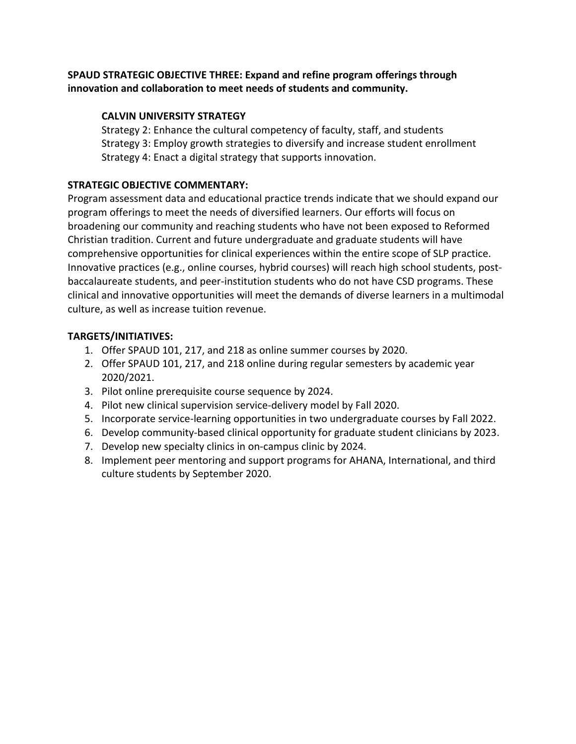**SPAUD STRATEGIC OBJECTIVE THREE: Expand and refine program offerings through innovation and collaboration to meet needs of students and community.**

**CALVIN UNIVERSITY STRATEGY**

Strategy 2: Enhance the cultural competency of faculty, staff, and students
Strategy 3: Employ growth strategies to diversify and increase student enrollment
Strategy 4: Enact a digital strategy that supports innovation.

**STRATEGIC OBJECTIVE COMMENTARY:**

Program assessment data and educational practice trends indicate that we should expand our program offerings to meet the needs of diversified learners. Our efforts will focus on broadening our community and reaching students who have not been exposed to Reformed Christian tradition. Current and future undergraduate and graduate students will have comprehensive opportunities for clinical experiences within the entire scope of SLP practice. Innovative practices (e.g., online courses, hybrid courses) will reach high school students, post-baccalaureate students, and peer-institution students who do not have CSD programs. These clinical and innovative opportunities will meet the demands of diverse learners in a multimodal culture, as well as increase tuition revenue.

**TARGETS/INITIATIVES:**

1. Offer SPAUD 101, 217, and 218 as online summer courses by 2020.
2. Offer SPAUD 101, 217, and 218 online during regular semesters by academic year 2020/2021.
3. Pilot online prerequisite course sequence by 2024.
4. Pilot new clinical supervision service-delivery model by Fall 2020.
5. Incorporate service-learning opportunities in two undergraduate courses by Fall 2022.
6. Develop community-based clinical opportunity for graduate student clinicians by 2023.
7. Develop new specialty clinics in on-campus clinic by 2024.
8. Implement peer mentoring and support programs for AHANA, International, and third culture students by September 2020.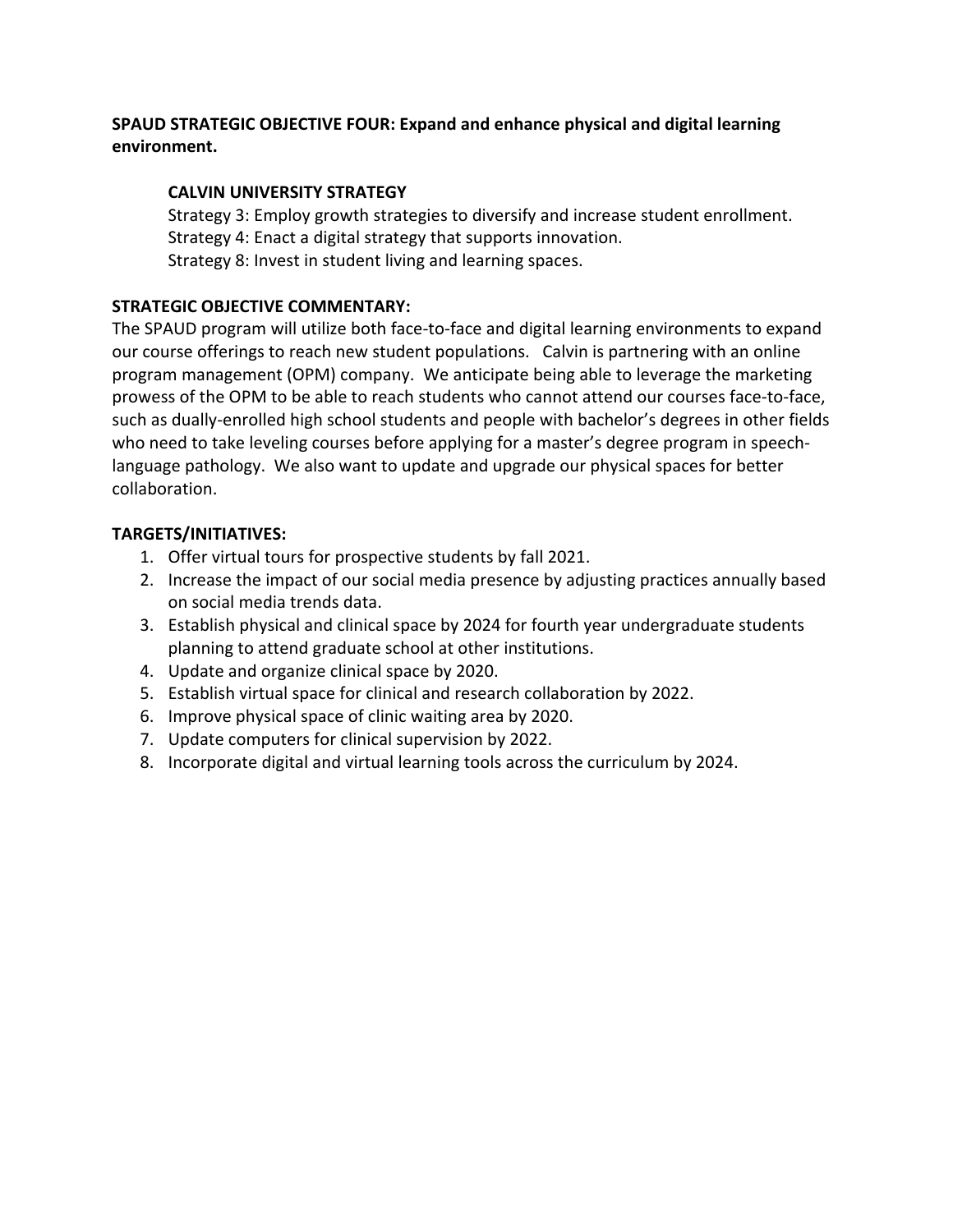**SPAUD STRATEGIC OBJECTIVE FOUR: Expand and enhance physical and digital learning environment.**

**CALVIN UNIVERSITY STRATEGY**

Strategy 3: Employ growth strategies to diversify and increase student enrollment.
Strategy 4: Enact a digital strategy that supports innovation.
Strategy 8: Invest in student living and learning spaces.

**STRATEGIC OBJECTIVE COMMENTARY:**

The SPAUD program will utilize both face-to-face and digital learning environments to expand our course offerings to reach new student populations. Calvin is partnering with an online program management (OPM) company. We anticipate being able to leverage the marketing prowess of the OPM to be able to reach students who cannot attend our courses face-to-face, such as dually-enrolled high school students and people with bachelor's degrees in other fields who need to take leveling courses before applying for a master's degree program in speech-language pathology. We also want to update and upgrade our physical spaces for better collaboration.

**TARGETS/INITIATIVES:**

1. Offer virtual tours for prospective students by fall 2021.
2. Increase the impact of our social media presence by adjusting practices annually based on social media trends data.
3. Establish physical and clinical space by 2024 for fourth year undergraduate students planning to attend graduate school at other institutions.
4. Update and organize clinical space by 2020.
5. Establish virtual space for clinical and research collaboration by 2022.
6. Improve physical space of clinic waiting area by 2020.
7. Update computers for clinical supervision by 2022.
8. Incorporate digital and virtual learning tools across the curriculum by 2024.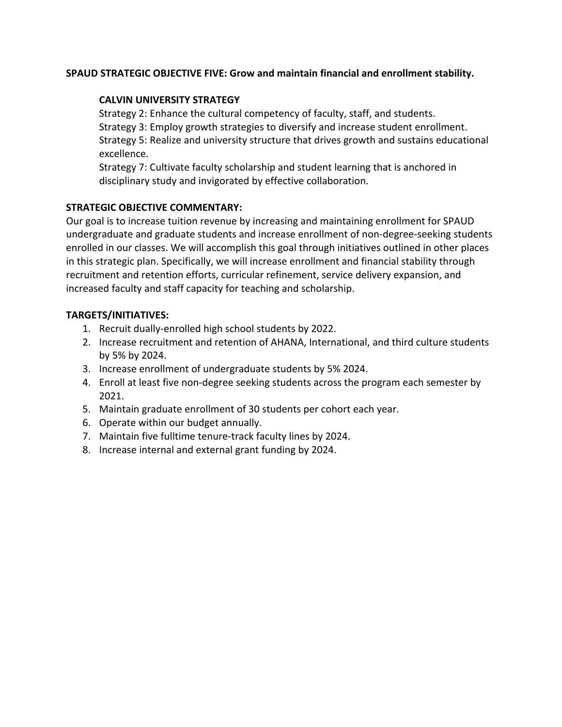**SPAUD STRATEGIC OBJECTIVE FIVE: Grow and maintain financial and enrollment stability.**

**CALVIN UNIVERSITY STRATEGY**

Strategy 2: Enhance the cultural competency of faculty, staff, and students.
Strategy 3: Employ growth strategies to diversify and increase student enrollment.
Strategy 5: Realize and university structure that drives growth and sustains educational excellence.
Strategy 7: Cultivate faculty scholarship and student learning that is anchored in disciplinary study and invigorated by effective collaboration.

**STRATEGIC OBJECTIVE COMMENTARY:**

Our goal is to increase tuition revenue by increasing and maintaining enrollment for SPAUD undergraduate and graduate students and increase enrollment of non-degree-seeking students enrolled in our classes. We will accomplish this goal through initiatives outlined in other places in this strategic plan. Specifically, we will increase enrollment and financial stability through recruitment and retention efforts, curricular refinement, service delivery expansion, and increased faculty and staff capacity for teaching and scholarship.

**TARGETS/INITIATIVES:**

1. Recruit dually-enrolled high school students by 2022.
2. Increase recruitment and retention of AHANA, International, and third culture students by 5% by 2024.
3. Increase enrollment of undergraduate students by 5% 2024.
4. Enroll at least five non-degree seeking students across the program each semester by 2021.
5. Maintain graduate enrollment of 30 students per cohort each year.
6. Operate within our budget annually.
7. Maintain five fulltime tenure-track faculty lines by 2024.
8. Increase internal and external grant funding by 2024.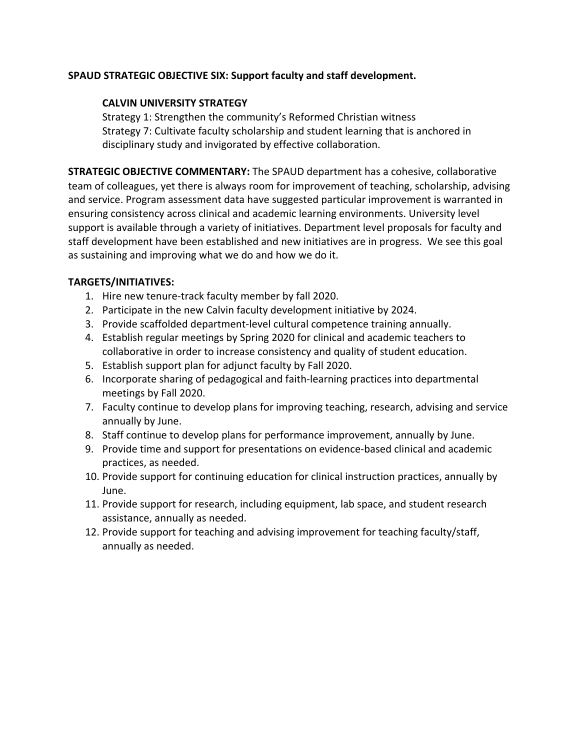**SPAUD STRATEGIC OBJECTIVE SIX: Support faculty and staff development.**

**CALVIN UNIVERSITY STRATEGY**

Strategy 1: Strengthen the community's Reformed Christian witness
Strategy 7: Cultivate faculty scholarship and student learning that is anchored in disciplinary study and invigorated by effective collaboration.

**STRATEGIC OBJECTIVE COMMENTARY:** The SPAUD department has a cohesive, collaborative team of colleagues, yet there is always room for improvement of teaching, scholarship, advising and service. Program assessment data have suggested particular improvement is warranted in ensuring consistency across clinical and academic learning environments. University level support is available through a variety of initiatives. Department level proposals for faculty and staff development have been established and new initiatives are in progress. We see this goal as sustaining and improving what we do and how we do it.

**TARGETS/INITIATIVES:**

1. Hire new tenure-track faculty member by fall 2020.
2. Participate in the new Calvin faculty development initiative by 2024.
3. Provide scaffolded department-level cultural competence training annually.
4. Establish regular meetings by Spring 2020 for clinical and academic teachers to collaborative in order to increase consistency and quality of student education.
5. Establish support plan for adjunct faculty by Fall 2020.
6. Incorporate sharing of pedagogical and faith-learning practices into departmental meetings by Fall 2020.
7. Faculty continue to develop plans for improving teaching, research, advising and service annually by June.
8. Staff continue to develop plans for performance improvement, annually by June.
9. Provide time and support for presentations on evidence-based clinical and academic practices, as needed.
10. Provide support for continuing education for clinical instruction practices, annually by June.
11. Provide support for research, including equipment, lab space, and student research assistance, annually as needed.
12. Provide support for teaching and advising improvement for teaching faculty/staff, annually as needed.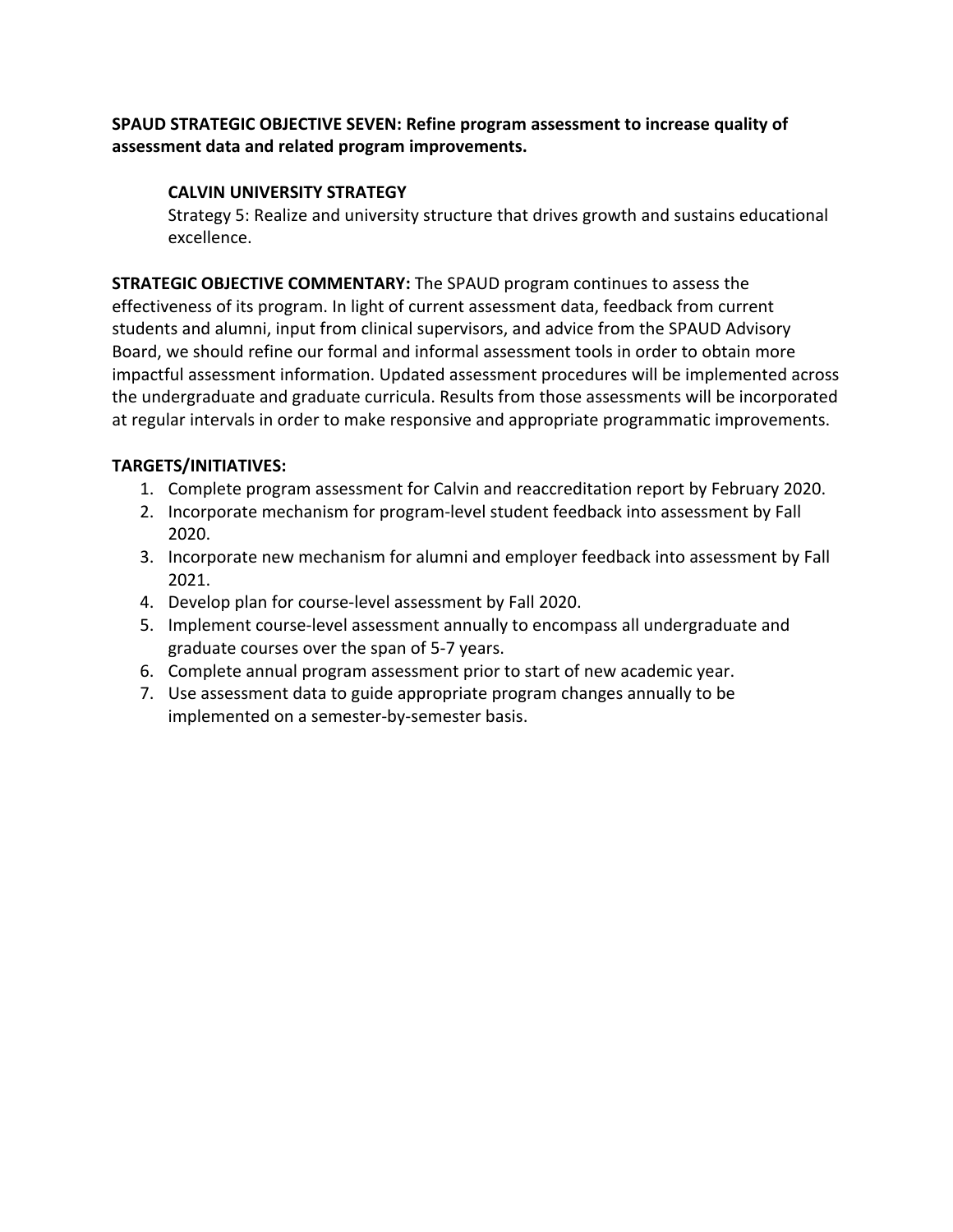**SPAUD STRATEGIC OBJECTIVE SEVEN: Refine program assessment to increase quality of assessment data and related program improvements.**

> **CALVIN UNIVERSITY STRATEGY**
> Strategy 5: Realize and university structure that drives growth and sustains educational excellence.

**STRATEGIC OBJECTIVE COMMENTARY:** The SPAUD program continues to assess the effectiveness of its program. In light of current assessment data, feedback from current students and alumni, input from clinical supervisors, and advice from the SPAUD Advisory Board, we should refine our formal and informal assessment tools in order to obtain more impactful assessment information. Updated assessment procedures will be implemented across the undergraduate and graduate curricula. Results from those assessments will be incorporated at regular intervals in order to make responsive and appropriate programmatic improvements.

**TARGETS/INITIATIVES:**

1. Complete program assessment for Calvin and reaccreditation report by February 2020.
2. Incorporate mechanism for program-level student feedback into assessment by Fall 2020.
3. Incorporate new mechanism for alumni and employer feedback into assessment by Fall 2021.
4. Develop plan for course-level assessment by Fall 2020.
5. Implement course-level assessment annually to encompass all undergraduate and graduate courses over the span of 5-7 years.
6. Complete annual program assessment prior to start of new academic year.
7. Use assessment data to guide appropriate program changes annually to be implemented on a semester-by-semester basis.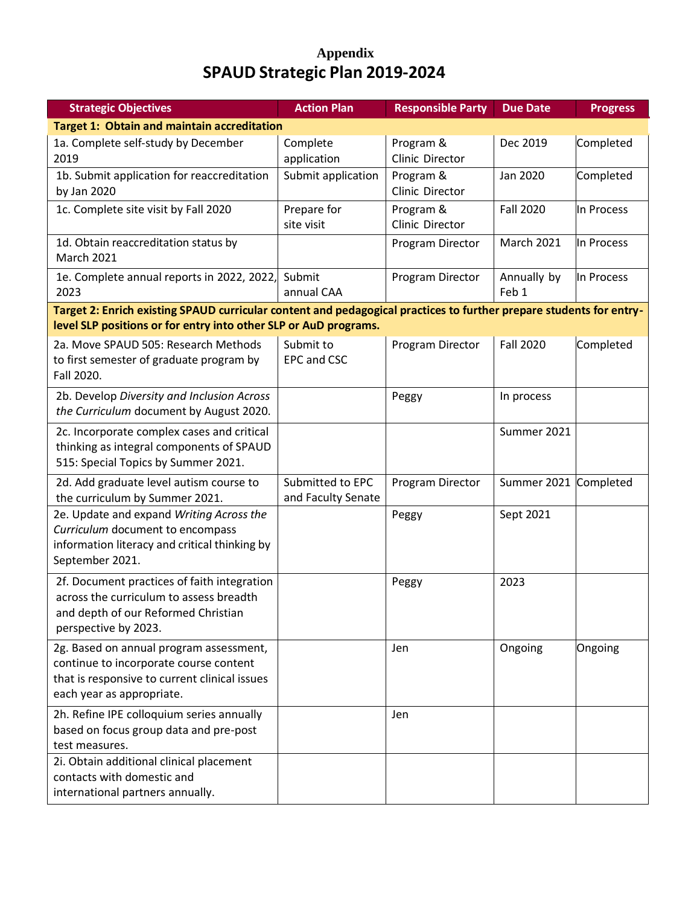**Appendix**

# SPAUD Strategic Plan 2019-2024

| Strategic Objectives | Action Plan | Responsible Party | Due Date | Progress |
|---|---|---|---|---|
| **Target 1: Obtain and maintain accreditation** | | | | |
| 1a. Complete self-study by December 2019 | Complete application | Program & Clinic Director | Dec 2019 | Completed |
| 1b. Submit application for reaccreditation by Jan 2020 | Submit application | Program & Clinic Director | Jan 2020 | Completed |
| 1c. Complete site visit by Fall 2020 | Prepare for site visit | Program & Clinic Director | Fall 2020 | In Process |
| 1d. Obtain reaccreditation status by March 2021 | | Program Director | March 2021 | In Process |
| 1e. Complete annual reports in 2022, 2022, 2023 | Submit annual CAA | Program Director | Annually by Feb 1 | In Process |
| **Target 2: Enrich existing SPAUD curricular content and pedagogical practices to further prepare students for entry-level SLP positions or for entry into other SLP or AuD programs.** | | | | |
| 2a. Move SPAUD 505: Research Methods to first semester of graduate program by Fall 2020. | Submit to EPC and CSC | Program Director | Fall 2020 | Completed |
| 2b. Develop *Diversity and Inclusion Across the Curriculum* document by August 2020. | | Peggy | In process | |
| 2c. Incorporate complex cases and critical thinking as integral components of SPAUD 515: Special Topics by Summer 2021. | | | Summer 2021 | |
| 2d. Add graduate level autism course to the curriculum by Summer 2021. | Submitted to EPC and Faculty Senate | Program Director | Summer 2021 | Completed |
| 2e. Update and expand *Writing Across the Curriculum* document to encompass information literacy and critical thinking by September 2021. | | Peggy | Sept 2021 | |
| 2f. Document practices of faith integration across the curriculum to assess breadth and depth of our Reformed Christian perspective by 2023. | | Peggy | 2023 | |
| 2g. Based on annual program assessment, continue to incorporate course content that is responsive to current clinical issues each year as appropriate. | | Jen | Ongoing | Ongoing |
| 2h. Refine IPE colloquium series annually based on focus group data and pre-post test measures. | | Jen | | |
| 2i. Obtain additional clinical placement contacts with domestic and international partners annually. | | | | |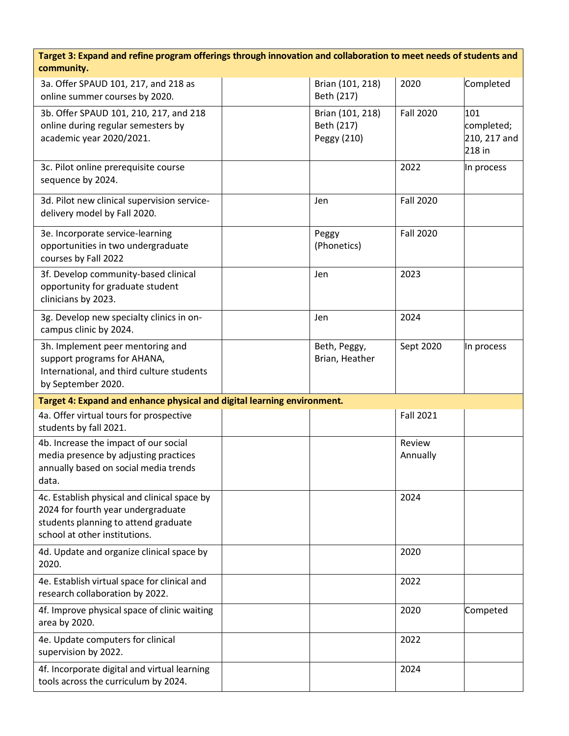| Target 3: Expand and refine program offerings through innovation and collaboration to meet needs of students and community. | | | | |
|---|---|---|---|---|
| 3a. Offer SPAUD 101, 217, and 218 as online summer courses by 2020. | | Brian (101, 218) Beth (217) | 2020 | Completed |
| 3b. Offer SPAUD 101, 210, 217, and 218 online during regular semesters by academic year 2020/2021. | | Brian (101, 218) Beth (217) Peggy (210) | Fall 2020 | 101 completed; 210, 217 and 218 in |
| 3c. Pilot online prerequisite course sequence by 2024. | | | 2022 | In process |
| 3d. Pilot new clinical supervision service-delivery model by Fall 2020. | | Jen | Fall 2020 | |
| 3e. Incorporate service-learning opportunities in two undergraduate courses by Fall 2022 | | Peggy (Phonetics) | Fall 2020 | |
| 3f. Develop community-based clinical opportunity for graduate student clinicians by 2023. | | Jen | 2023 | |
| 3g. Develop new specialty clinics in on-campus clinic by 2024. | | Jen | 2024 | |
| 3h. Implement peer mentoring and support programs for AHANA, International, and third culture students by September 2020. | | Beth, Peggy, Brian, Heather | Sept 2020 | In process |
| **Target 4: Expand and enhance physical and digital learning environment.** | | | | |
| 4a. Offer virtual tours for prospective students by fall 2021. | | | Fall 2021 | |
| 4b. Increase the impact of our social media presence by adjusting practices annually based on social media trends data. | | | Review Annually | |
| 4c. Establish physical and clinical space by 2024 for fourth year undergraduate students planning to attend graduate school at other institutions. | | | 2024 | |
| 4d. Update and organize clinical space by 2020. | | | 2020 | |
| 4e. Establish virtual space for clinical and research collaboration by 2022. | | | 2022 | |
| 4f. Improve physical space of clinic waiting area by 2020. | | | 2020 | Competed |
| 4e. Update computers for clinical supervision by 2022. | | | 2022 | |
| 4f. Incorporate digital and virtual learning tools across the curriculum by 2024. | | | 2024 | |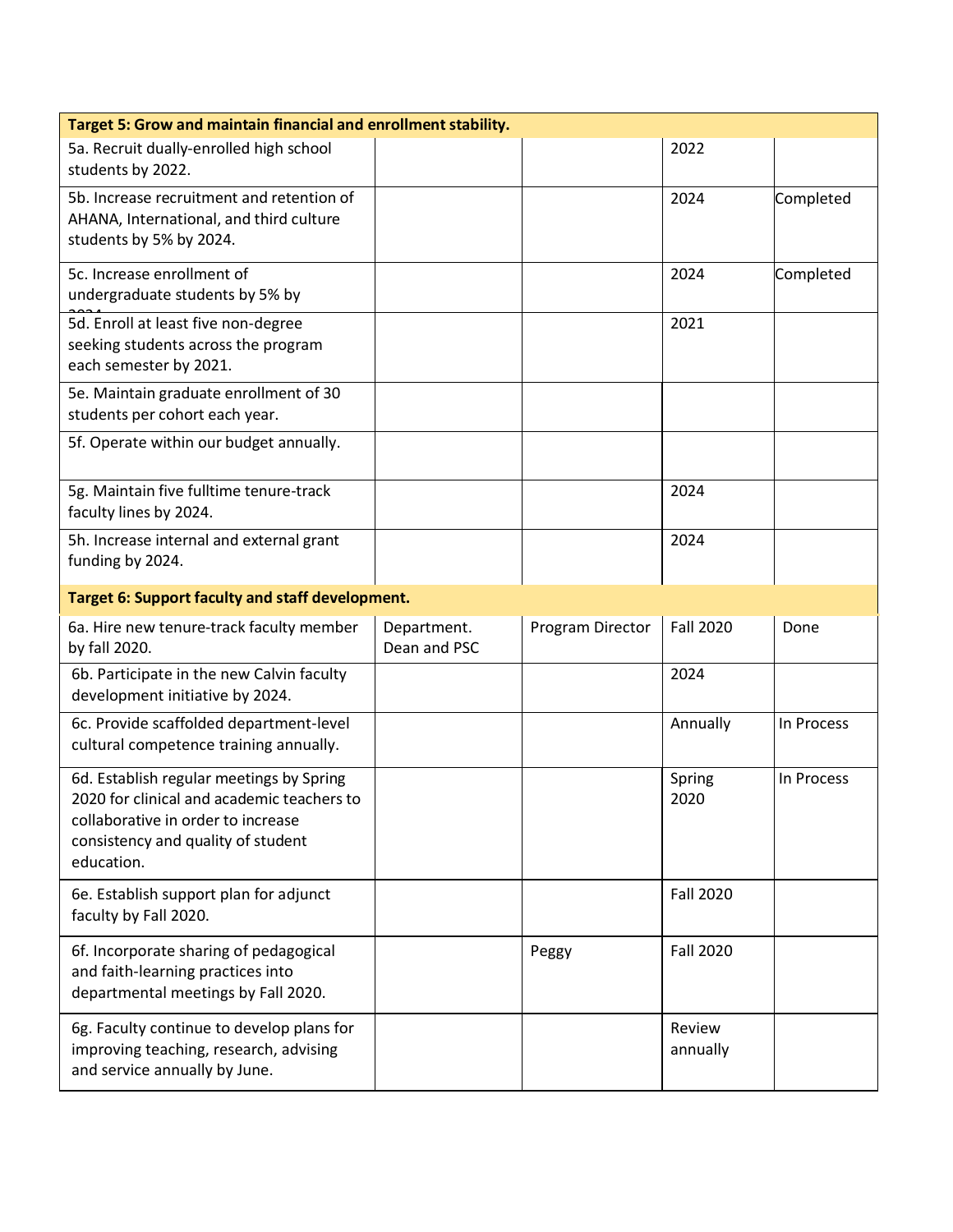| Target 5: Grow and maintain financial and enrollment stability. | | | | |
|---|---|---|---|---|
| 5a. Recruit dually-enrolled high school students by 2022. | | | 2022 | |
| 5b. Increase recruitment and retention of AHANA, International, and third culture students by 5% by 2024. | | | 2024 | Completed |
| 5c. Increase enrollment of undergraduate students by 5% by 2024 | | | 2024 | Completed |
| 5d. Enroll at least five non-degree seeking students across the program each semester by 2021. | | | 2021 | |
| 5e. Maintain graduate enrollment of 30 students per cohort each year. | | | | |
| 5f. Operate within our budget annually. | | | | |
| 5g. Maintain five fulltime tenure-track faculty lines by 2024. | | | 2024 | |
| 5h. Increase internal and external grant funding by 2024. | | | 2024 | |
| **Target 6: Support faculty and staff development.** | | | | |
| 6a. Hire new tenure-track faculty member by fall 2020. | Department. Dean and PSC | Program Director | Fall 2020 | Done |
| 6b. Participate in the new Calvin faculty development initiative by 2024. | | | 2024 | |
| 6c. Provide scaffolded department-level cultural competence training annually. | | | Annually | In Process |
| 6d. Establish regular meetings by Spring 2020 for clinical and academic teachers to collaborative in order to increase consistency and quality of student education. | | | Spring 2020 | In Process |
| 6e. Establish support plan for adjunct faculty by Fall 2020. | | | Fall 2020 | |
| 6f. Incorporate sharing of pedagogical and faith-learning practices into departmental meetings by Fall 2020. | | Peggy | Fall 2020 | |
| 6g. Faculty continue to develop plans for improving teaching, research, advising and service annually by June. | | | Review annually | |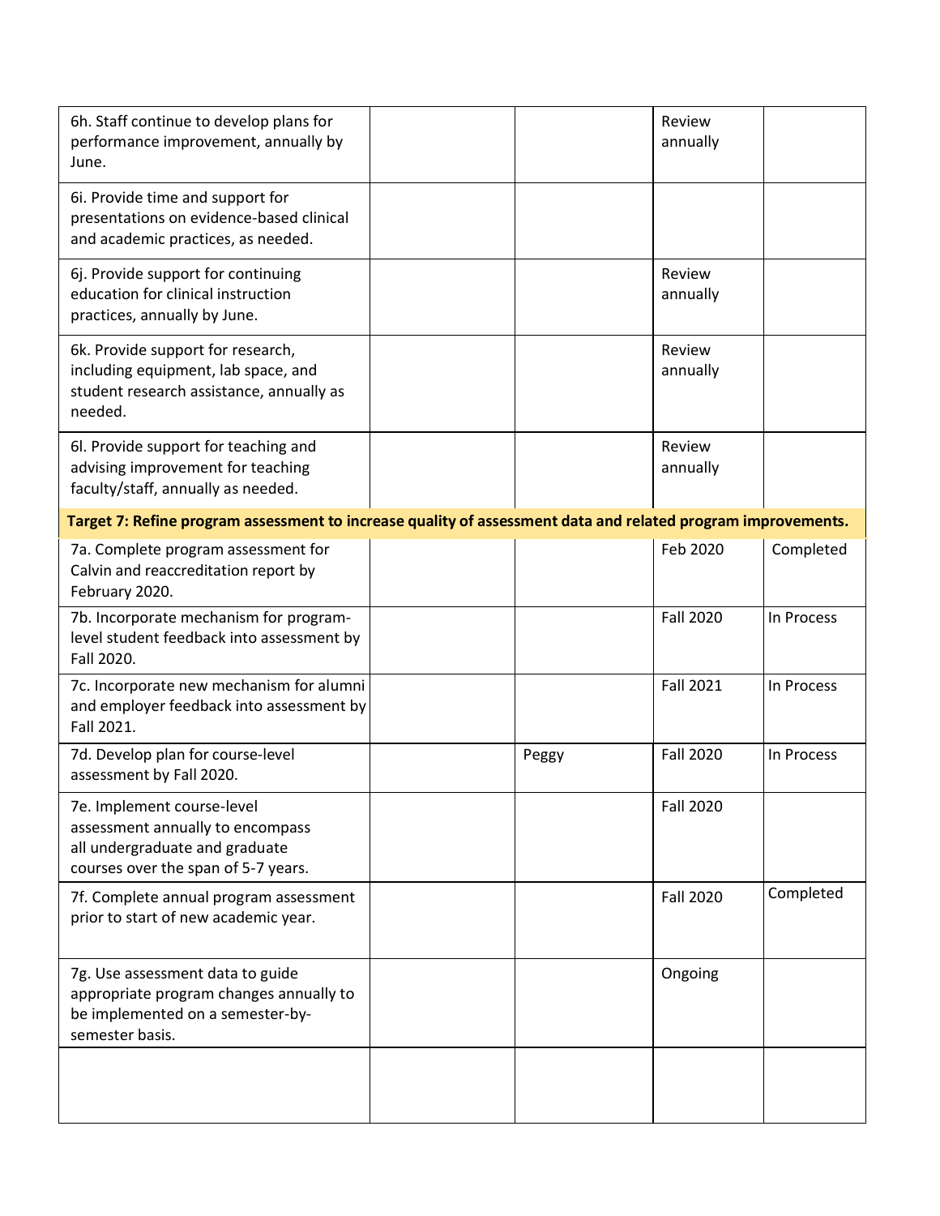| | | | | |
|---|---|---|---|---|
| 6h. Staff continue to develop plans for performance improvement, annually by June. | | | Review annually | |
| 6i. Provide time and support for presentations on evidence-based clinical and academic practices, as needed. | | | | |
| 6j. Provide support for continuing education for clinical instruction practices, annually by June. | | | Review annually | |
| 6k. Provide support for research, including equipment, lab space, and student research assistance, annually as needed. | | | Review annually | |
| 6l. Provide support for teaching and advising improvement for teaching faculty/staff, annually as needed. | | | Review annually | |
| **Target 7: Refine program assessment to increase quality of assessment data and related program improvements.** | | | | |
| 7a. Complete program assessment for Calvin and reaccreditation report by February 2020. | | | Feb 2020 | Completed |
| 7b. Incorporate mechanism for program-level student feedback into assessment by Fall 2020. | | | Fall 2020 | In Process |
| 7c. Incorporate new mechanism for alumni and employer feedback into assessment by Fall 2021. | | | Fall 2021 | In Process |
| 7d. Develop plan for course-level assessment by Fall 2020. | | Peggy | Fall 2020 | In Process |
| 7e. Implement course-level assessment annually to encompass all undergraduate and graduate courses over the span of 5-7 years. | | | Fall 2020 | |
| 7f. Complete annual program assessment prior to start of new academic year. | | | Fall 2020 | Completed |
| 7g. Use assessment data to guide appropriate program changes annually to be implemented on a semester-by-semester basis. | | | Ongoing | |
| | | | | |